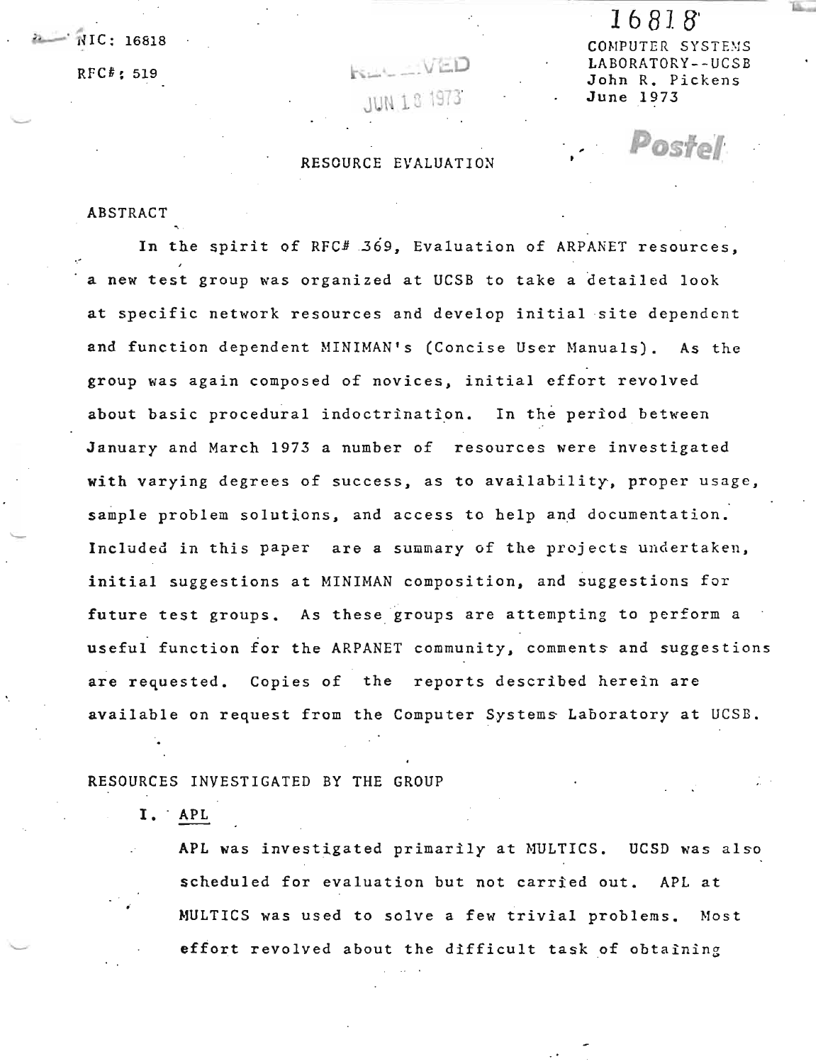NIC: 16818

RFC#: 519

16818

COMPUTER SYSTEMS LABORATORY--UCSB
John R. Pickens
June 1973

# RESOURCE EVALUATION

## ABSTRACT

In the spirit of RFC# 369, Evaluation of ARPANET resources, a new test group was organized at UCSB to take a detailed look at specific network resources and develop initial site dependent and function dependent MINIMAN's (Concise User Manuals). As the group was again composed of novices, initial effort revolved about basic procedural indoctrination. In the period between January and March 1973 a number of resources were investigated with varying degrees of success, as to availability, proper usage, sample problem solutions, and access to help and documentation. Included in this paper are a summary of the projects undertaken, initial suggestions at MINIMAN composition, and suggestions for future test groups. As these groups are attempting to perform a useful function for the ARPANET community, comments and suggestions are requested. Copies of the reports described herein are available on request from the Computer Systems Laboratory at UCSB.

## RESOURCES INVESTIGATED BY THE GROUP

### I. APL

APL was investigated primarily at MULTICS. UCSD was also scheduled for evaluation but not carried out. APL at MULTICS was used to solve a few trivial problems. Most effort revolved about the difficult task of obtaining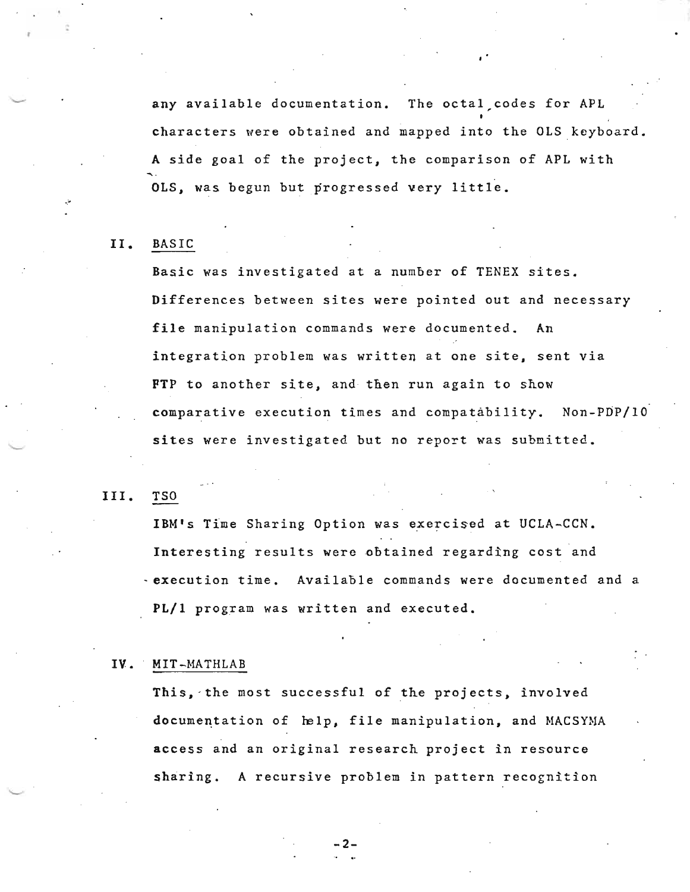any available documentation. The octal codes for APL characters were obtained and mapped into the OLS keyboard. A side goal of the project, the comparison of APL with OLS, was begun but progressed very little.

## II. BASIC

Basic was investigated at a number of TENEX sites. Differences between sites were pointed out and necessary file manipulation commands were documented. An integration problem was written at one site, sent via FTP to another site, and then run again to show comparative execution times and compatability. Non-PDP/10 sites were investigated but no report was submitted.

## III. TSO

IBM's Time Sharing Option was exercised at UCLA-CCN. Interesting results were obtained regarding cost and execution time. Available commands were documented and a PL/1 program was written and executed.

## IV. MIT-MATHLAB

This, the most successful of the projects, involved documentation of help, file manipulation, and MACSYMA access and an original research project in resource sharing. A recursive problem in pattern recognition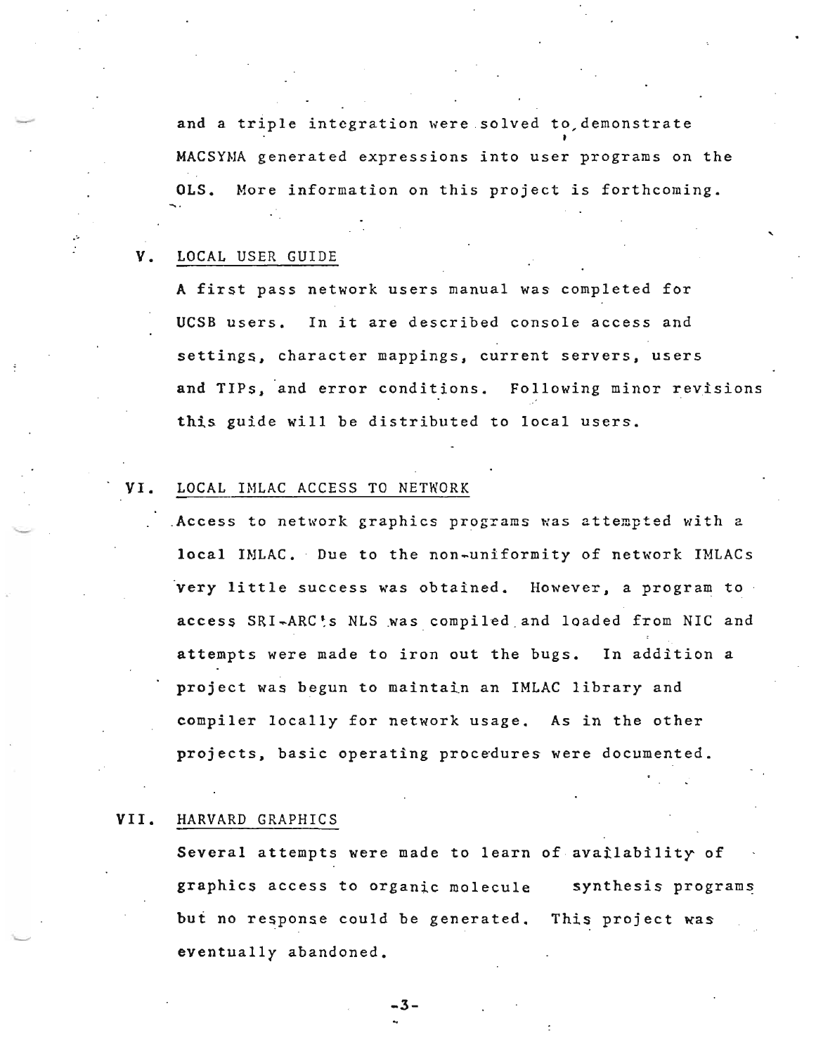and a triple integration were solved to demonstrate MACSYMA generated expressions into user programs on the OLS. More information on this project is forthcoming.

## V. LOCAL USER GUIDE

A first pass network users manual was completed for UCSB users. In it are described console access and settings, character mappings, current servers, users and TIPs, and error conditions. Following minor revisions this guide will be distributed to local users.

## VI. LOCAL IMLAC ACCESS TO NETWORK

Access to network graphics programs was attempted with a local IMLAC. Due to the non-uniformity of network IMLACs very little success was obtained. However, a program to access SRI-ARC's NLS was compiled and loaded from NIC and attempts were made to iron out the bugs. In addition a project was begun to maintain an IMLAC library and compiler locally for network usage. As in the other projects, basic operating procedures were documented.

## VII. HARVARD GRAPHICS

Several attempts were made to learn of availability of graphics access to organic molecule synthesis programs but no response could be generated. This project was eventually abandoned.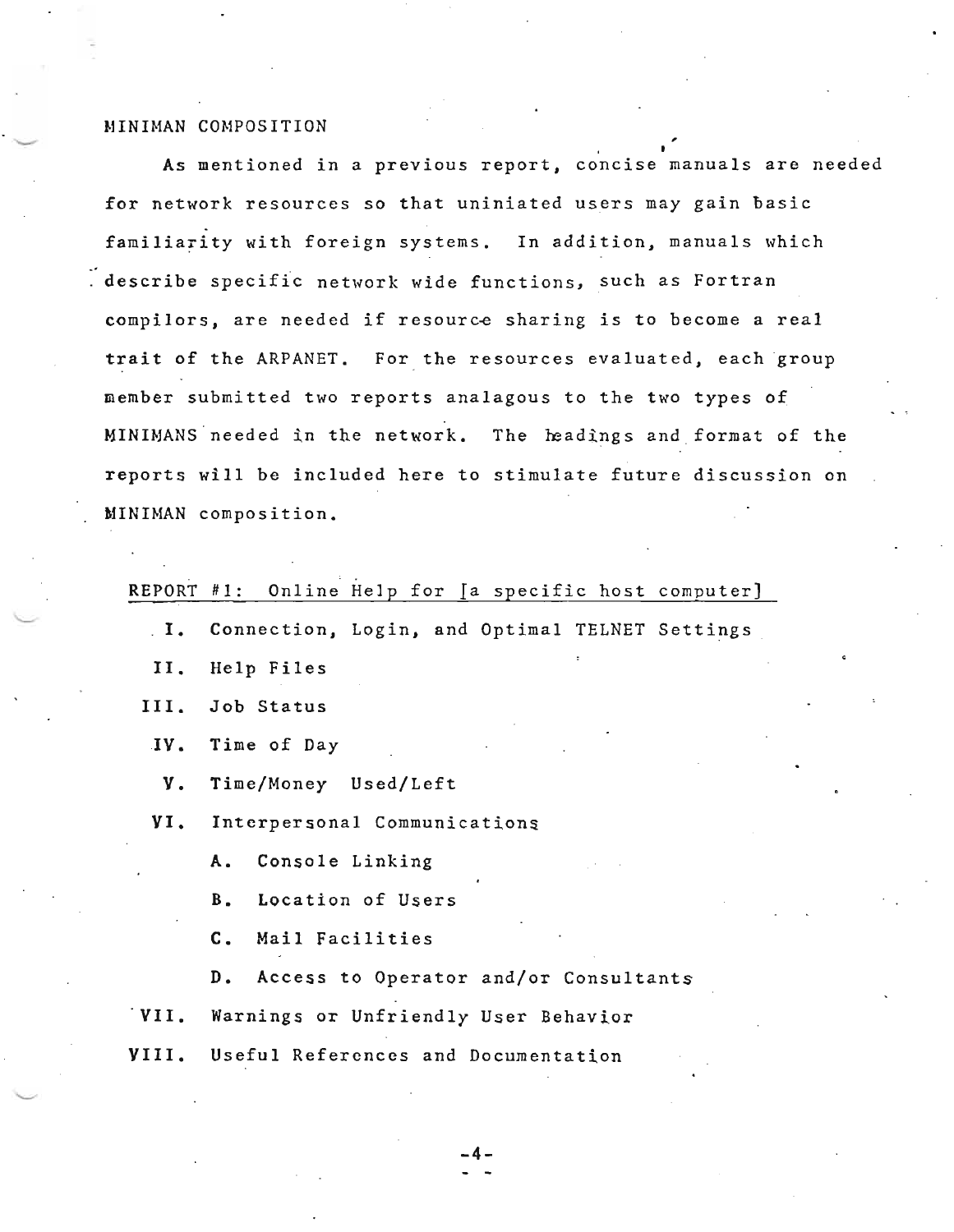## MINIMAN COMPOSITION

As mentioned in a previous report, concise manuals are needed for network resources so that uniniated users may gain basic familiarity with foreign systems. In addition, manuals which describe specific network wide functions, such as Fortran compilers, are needed if resource sharing is to become a real trait of the ARPANET. For the resources evaluated, each group member submitted two reports analagous to the two types of MINIMANS needed in the network. The headings and format of the reports will be included here to stimulate future discussion on MINIMAN composition.

REPORT #1: Online Help for [a specific host computer]

- I. Connection, Login, and Optimal TELNET Settings
- II. Help Files
- III. Job Status
- IV. Time of Day
- V. Time/Money Used/Left
- VI. Interpersonal Communications
  - A. Console Linking
  - B. Location of Users
  - C. Mail Facilities
  - D. Access to Operator and/or Consultants
- VII. Warnings or Unfriendly User Behavior
- VIII. Useful References and Documentation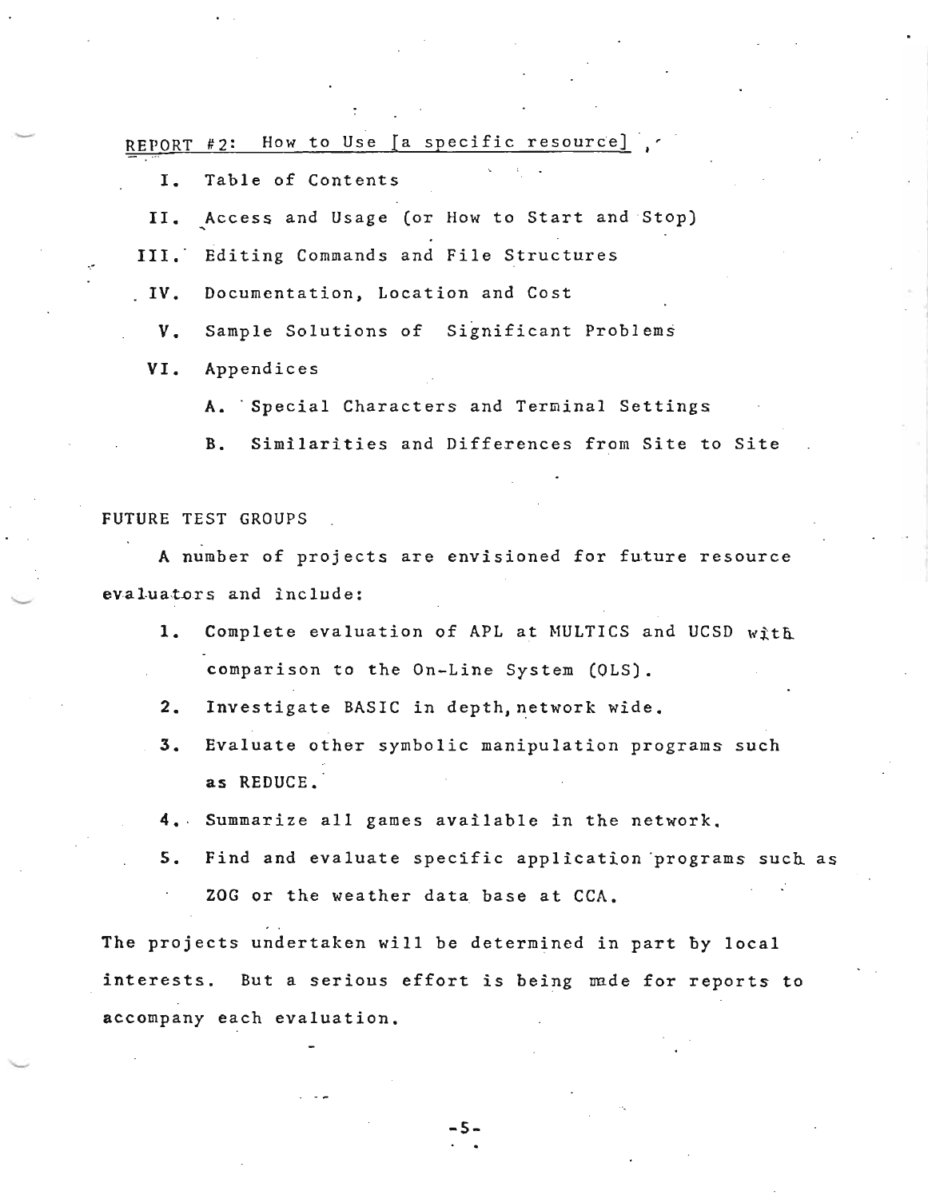REPORT #2: How to Use [a specific resource]

I. Table of Contents

II. Access and Usage (or How to Start and Stop)

III. Editing Commands and File Structures

IV. Documentation, Location and Cost

V. Sample Solutions of Significant Problems

VI. Appendices

  A. Special Characters and Terminal Settings

  B. Similarities and Differences from Site to Site

FUTURE TEST GROUPS

A number of projects are envisioned for future resource evaluators and include:

1. Complete evaluation of APL at MULTICS and UCSD with comparison to the On-Line System (OLS).
2. Investigate BASIC in depth, network wide.
3. Evaluate other symbolic manipulation programs such as REDUCE.
4. Summarize all games available in the network.
5. Find and evaluate specific application programs such as ZOG or the weather data base at CCA.

The projects undertaken will be determined in part by local interests. But a serious effort is being made for reports to accompany each evaluation.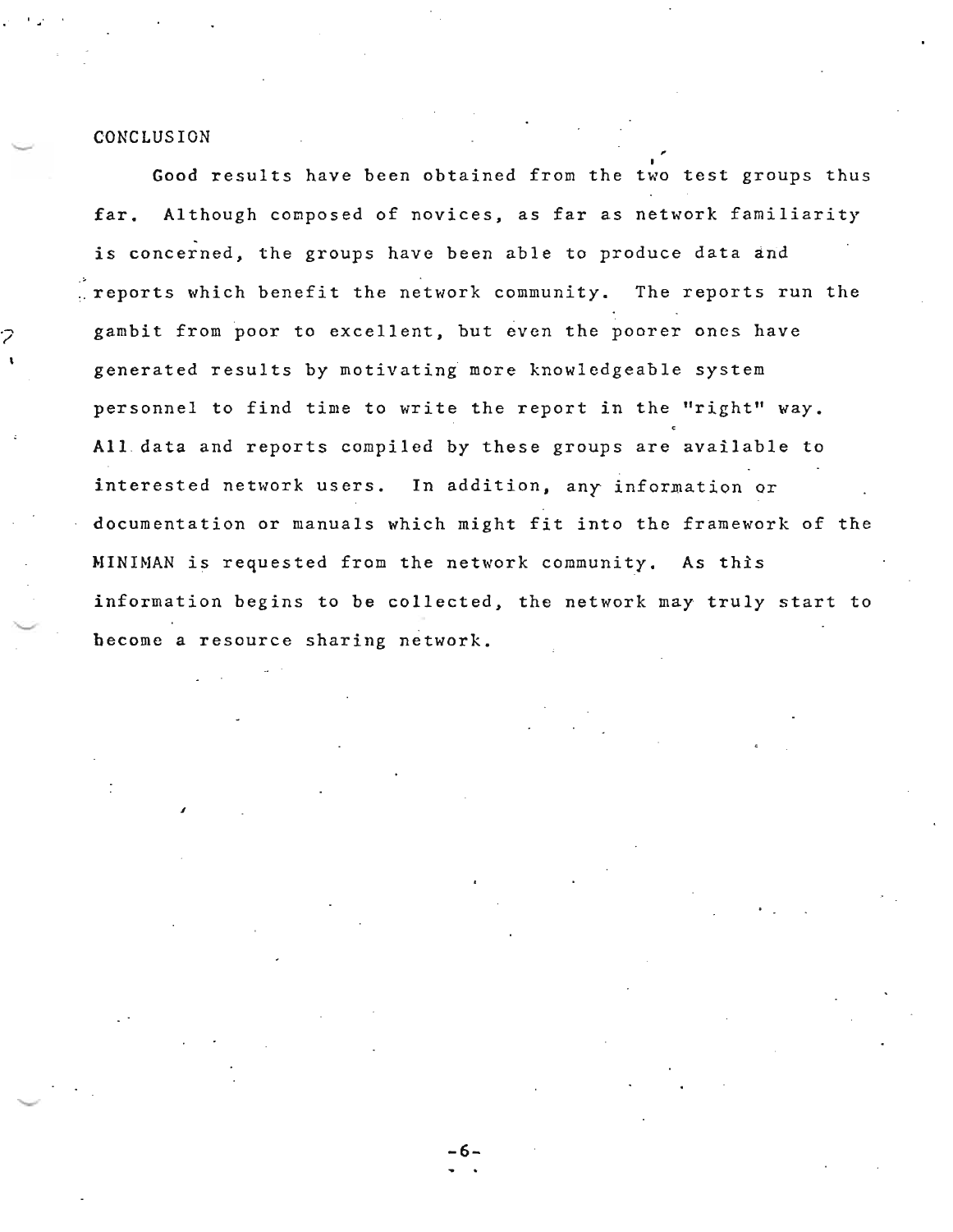## CONCLUSION

Good results have been obtained from the two test groups thus far. Although composed of novices, as far as network familiarity is concerned, the groups have been able to produce data and reports which benefit the network community. The reports run the gambit from poor to excellent, but even the poorer ones have generated results by motivating more knowledgeable system personnel to find time to write the report in the "right" way. All data and reports compiled by these groups are available to interested network users. In addition, any information or documentation or manuals which might fit into the framework of the MINIMAN is requested from the network community. As this information begins to be collected, the network may truly start to become a resource sharing network.